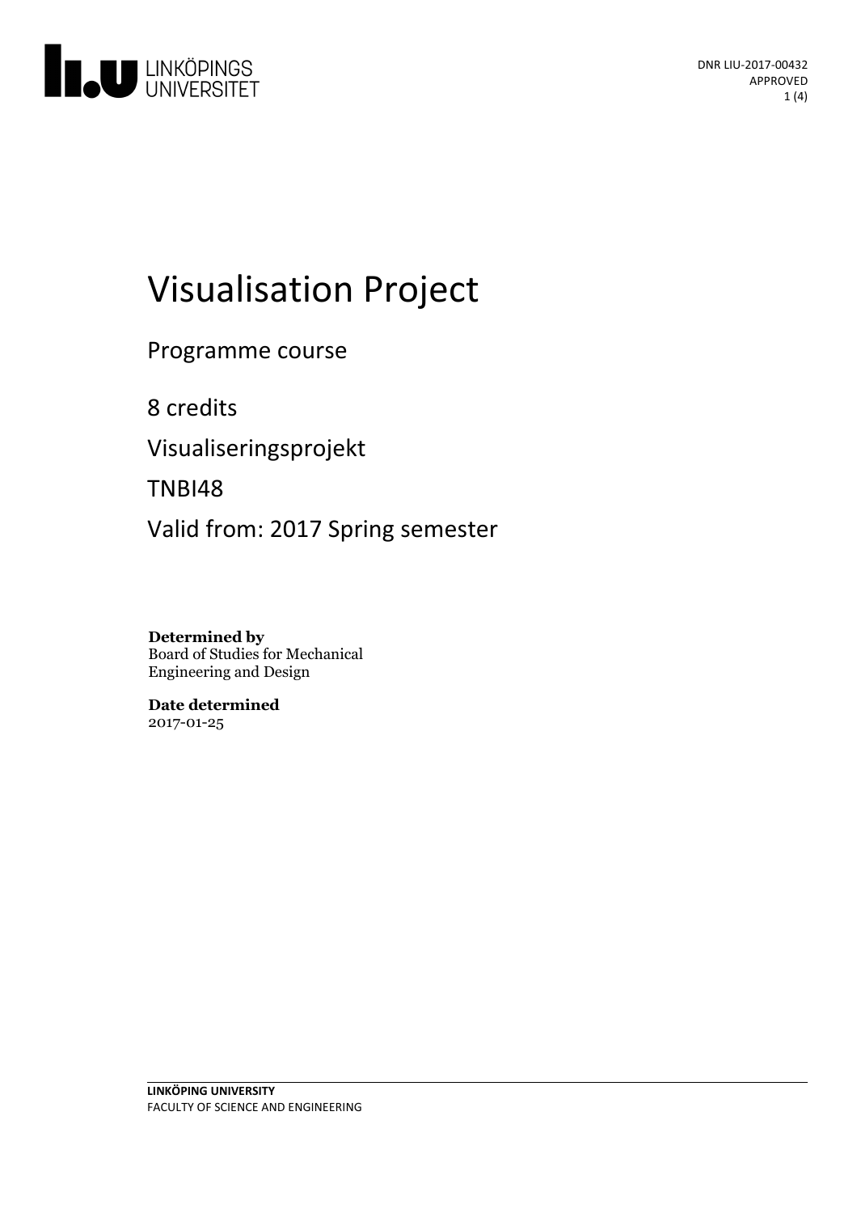DNR LIU-2017-00432
APPROVED

# Visualisation Project

Programme course

8 credits

Visualiseringsprojekt

TNBI48

Valid from: 2017 Spring semester

**Determined by**
Board of Studies for Mechanical Engineering and Design

**Date determined**
2017-01-25

**LINKÖPING UNIVERSITY**
FACULTY OF SCIENCE AND ENGINEERING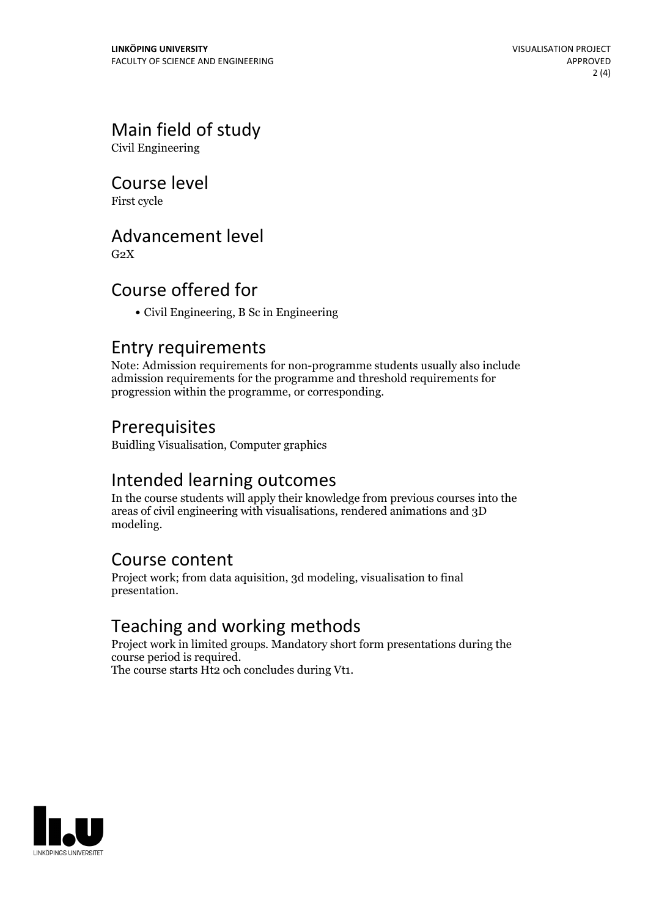## Main field of study

Civil Engineering

## Course level

First cycle

## Advancement level

G2X

## Course offered for

- Civil Engineering, B Sc in Engineering

## Entry requirements

Note: Admission requirements for non-programme students usually also include admission requirements for the programme and threshold requirements for progression within the programme, or corresponding.

## Prerequisites

Buidling Visualisation, Computer graphics

## Intended learning outcomes

In the course students will apply their knowledge from previous courses into the areas of civil engineering with visualisations, rendered animations and 3D modeling.

## Course content

Project work; from data aquisition, 3d modeling, visualisation to final presentation.

## Teaching and working methods

Project work in limited groups. Mandatory short form presentations during the course period is required.
The course starts Ht2 och concludes during Vt1.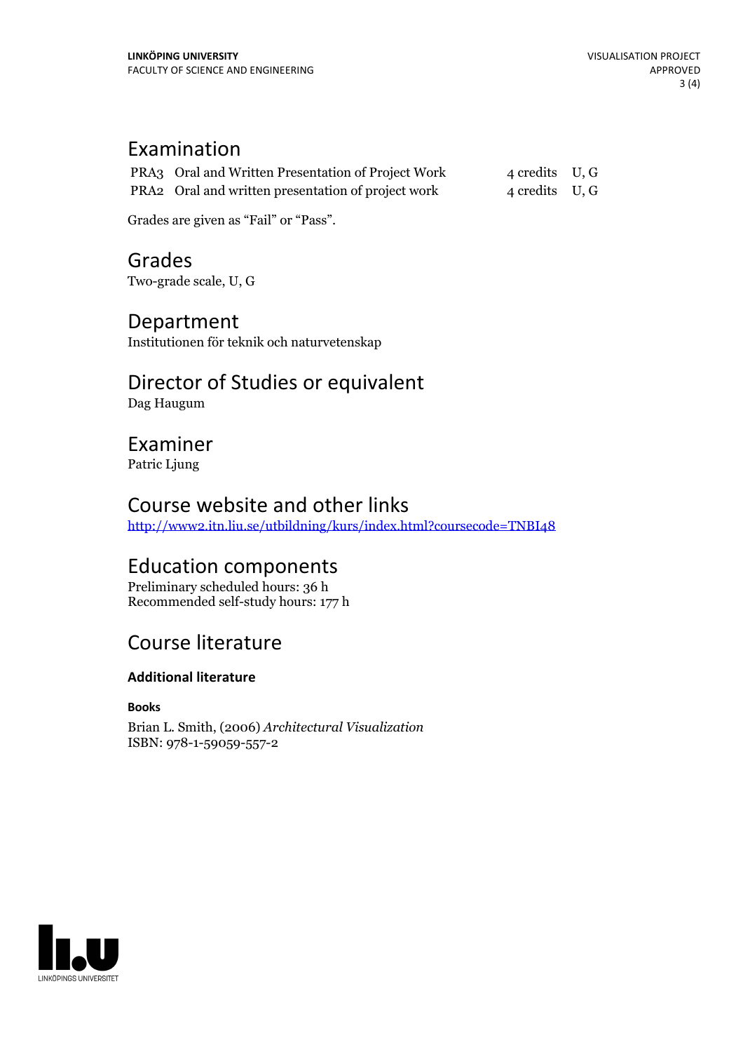## Examination

| | | | |
|---|---|---|---|
| PRA3 | Oral and Written Presentation of Project Work | 4 credits | U, G |
| PRA2 | Oral and written presentation of project work | 4 credits | U, G |

Grades are given as "Fail" or "Pass".

## Grades

Two-grade scale, U, G

## Department

Institutionen för teknik och naturvetenskap

## Director of Studies or equivalent

Dag Haugum

## Examiner

Patric Ljung

## Course website and other links

http://www2.itn.liu.se/utbildning/kurs/index.html?coursecode=TNBI48

## Education components

Preliminary scheduled hours: 36 h
Recommended self-study hours: 177 h

## Course literature

### Additional literature

#### Books

Brian L. Smith, (2006) *Architectural Visualization*
ISBN: 978-1-59059-557-2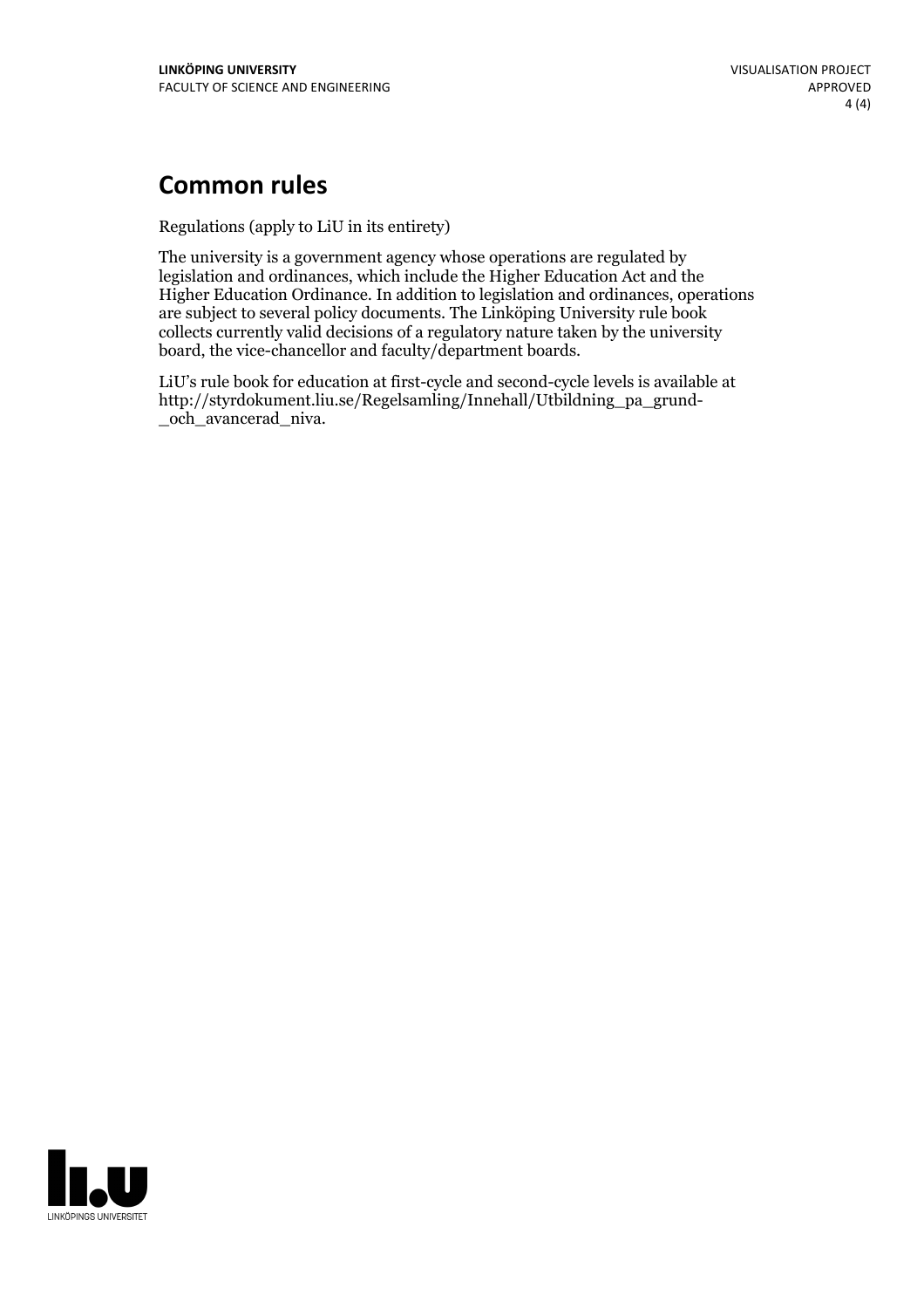# Common rules

Regulations (apply to LiU in its entirety)

The university is a government agency whose operations are regulated by legislation and ordinances, which include the Higher Education Act and the Higher Education Ordinance. In addition to legislation and ordinances, operations are subject to several policy documents. The Linköping University rule book collects currently valid decisions of a regulatory nature taken by the university board, the vice-chancellor and faculty/department boards.

LiU's rule book for education at first-cycle and second-cycle levels is available at http://styrdokument.liu.se/Regelsamling/Innehall/Utbildning_pa_grund-_och_avancerad_niva.